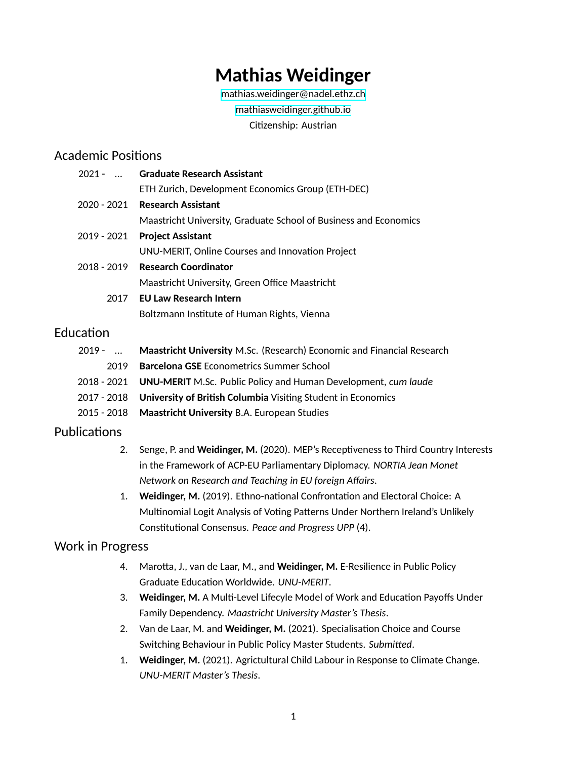# Mathias Weidinger

mathias.weidinger@nadel.ethz.ch

mathiasweidinger.github.io

Citizenship: Austrian

## Academic Positions

2021 - ... **Graduate Research Assistant**
ETH Zurich, Development Economics Group (ETH-DEC)

2020 - 2021 **Research Assistant**
Maastricht University, Graduate School of Business and Economics

2019 - 2021 **Project Assistant**
UNU-MERIT, Online Courses and Innovation Project

2018 - 2019 **Research Coordinator**
Maastricht University, Green Office Maastricht

2017 **EU Law Research Intern**
Boltzmann Institute of Human Rights, Vienna

## Education

2019 - ... **Maastricht University** M.Sc. (Research) Economic and Financial Research

2019 **Barcelona GSE** Econometrics Summer School

2018 - 2021 **UNU-MERIT** M.Sc. Public Policy and Human Development, *cum laude*

2017 - 2018 **University of British Columbia** Visiting Student in Economics

2015 - 2018 **Maastricht University** B.A. European Studies

## Publications

2. Senge, P. and **Weidinger, M.** (2020). MEP's Receptiveness to Third Country Interests in the Framework of ACP-EU Parliamentary Diplomacy. *NORTIA Jean Monet Network on Research and Teaching in EU foreign Affairs*.
1. **Weidinger, M.** (2019). Ethno-national Confrontation and Electoral Choice: A Multinomial Logit Analysis of Voting Patterns Under Northern Ireland's Unlikely Constitutional Consensus. *Peace and Progress UPP* (4).

## Work in Progress

4. Marotta, J., van de Laar, M., and **Weidinger, M.** E-Resilience in Public Policy Graduate Education Worldwide. *UNU-MERIT*.
3. **Weidinger, M.** A Multi-Level Lifecycle Model of Work and Education Payoffs Under Family Dependency. *Maastricht University Master's Thesis*.
2. Van de Laar, M. and **Weidinger, M.** (2021). Specialisation Choice and Course Switching Behaviour in Public Policy Master Students. *Submitted*.
1. **Weidinger, M.** (2021). Agrictultural Child Labour in Response to Climate Change. *UNU-MERIT Master's Thesis*.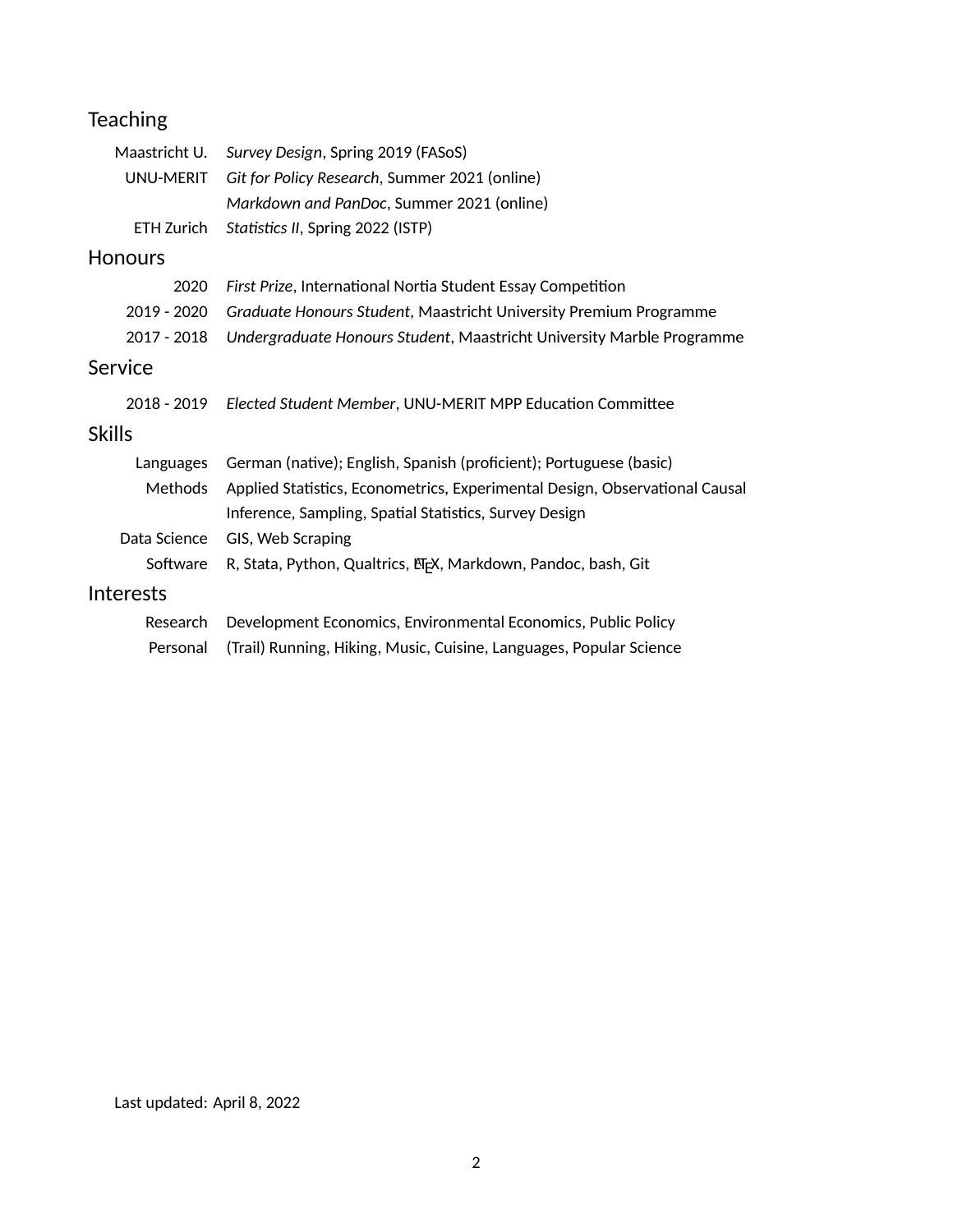## Teaching

| | |
|---|---|
| Maastricht U. | *Survey Design*, Spring 2019 (FASoS) |
| UNU-MERIT | *Git for Policy Research*, Summer 2021 (online) |
| | *Markdown and PanDoc*, Summer 2021 (online) |
| ETH Zurich | *Statistics II*, Spring 2022 (ISTP) |

## Honours

| | |
|---|---|
| 2020 | *First Prize*, International Nortia Student Essay Competition |
| 2019 - 2020 | *Graduate Honours Student*, Maastricht University Premium Programme |
| 2017 - 2018 | *Undergraduate Honours Student*, Maastricht University Marble Programme |

## Service

| | |
|---|---|
| 2018 - 2019 | *Elected Student Member*, UNU-MERIT MPP Education Committee |

## Skills

| | |
|---|---|
| Languages | German (native); English, Spanish (proficient); Portuguese (basic) |
| Methods | Applied Statistics, Econometrics, Experimental Design, Observational Causal Inference, Sampling, Spatial Statistics, Survey Design |
| Data Science | GIS, Web Scraping |
| Software | R, Stata, Python, Qualtrics, LaTeX, Markdown, Pandoc, bash, Git |

## Interests

| | |
|---|---|
| Research | Development Economics, Environmental Economics, Public Policy |
| Personal | (Trail) Running, Hiking, Music, Cuisine, Languages, Popular Science |

Last updated: April 8, 2022